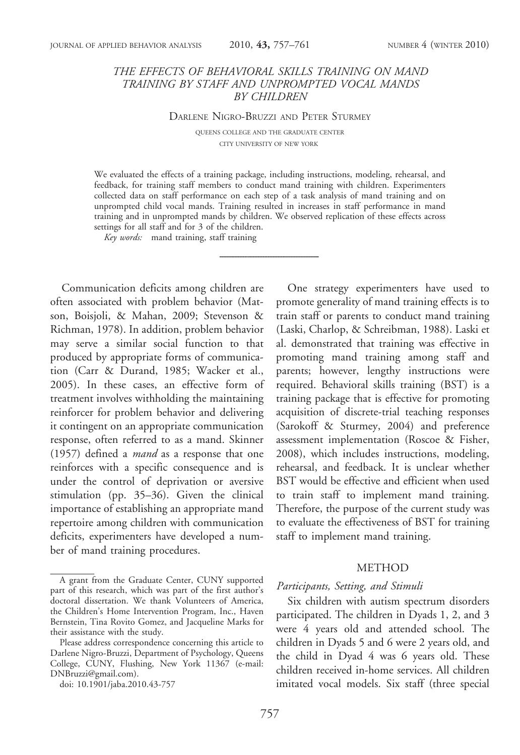# THE EFFECTS OF BEHAVIORAL SKILLS TRAINING ON MAND TRAINING BY STAFF AND UNPROMPTED VOCAL MANDS BY CHILDREN

Darlene Nigro-Bruzzi and Peter Sturmey

QUEENS COLLEGE AND THE GRADUATE CENTER
CITY UNIVERSITY OF NEW YORK

We evaluated the effects of a training package, including instructions, modeling, rehearsal, and feedback, for training staff members to conduct mand training with children. Experimenters collected data on staff performance on each step of a task analysis of mand training and on unprompted child vocal mands. Training resulted in increases in staff performance in mand training and in unprompted mands by children. We observed replication of these effects across settings for all staff and for 3 of the children.

*Key words:* mand training, staff training

---

Communication deficits among children are often associated with problem behavior (Matson, Boisjoli, & Mahan, 2009; Stevenson & Richman, 1978). In addition, problem behavior may serve a similar social function to that produced by appropriate forms of communication (Carr & Durand, 1985; Wacker et al., 2005). In these cases, an effective form of treatment involves withholding the maintaining reinforcer for problem behavior and delivering it contingent on an appropriate communication response, often referred to as a mand. Skinner (1957) defined a *mand* as a response that one reinforces with a specific consequence and is under the control of deprivation or aversive stimulation (pp. 35–36). Given the clinical importance of establishing an appropriate mand repertoire among children with communication deficits, experimenters have developed a number of mand training procedures.

One strategy experimenters have used to promote generality of mand training effects is to train staff or parents to conduct mand training (Laski, Charlop, & Schreibman, 1988). Laski et al. demonstrated that training was effective in promoting mand training among staff and parents; however, lengthy instructions were required. Behavioral skills training (BST) is a training package that is effective for promoting acquisition of discrete-trial teaching responses (Sarokoff & Sturmey, 2004) and preference assessment implementation (Roscoe & Fisher, 2008), which includes instructions, modeling, rehearsal, and feedback. It is unclear whether BST would be effective and efficient when used to train staff to implement mand training. Therefore, the purpose of the current study was to evaluate the effectiveness of BST for training staff to implement mand training.

## METHOD

### *Participants, Setting, and Stimuli*

Six children with autism spectrum disorders participated. The children in Dyads 1, 2, and 3 were 4 years old and attended school. The children in Dyads 5 and 6 were 2 years old, and the child in Dyad 4 was 6 years old. These children received in-home services. All children imitated vocal models. Six staff (three special

---

A grant from the Graduate Center, CUNY supported part of this research, which was part of the first author's doctoral dissertation. We thank Volunteers of America, the Children's Home Intervention Program, Inc., Haven Bernstein, Tina Rovito Gomez, and Jacqueline Marks for their assistance with the study.

Please address correspondence concerning this article to Darlene Nigro-Bruzzi, Department of Psychology, Queens College, CUNY, Flushing, New York 11367 (e-mail: DNBruzzi@gmail.com).

doi: 10.1901/jaba.2010.43-757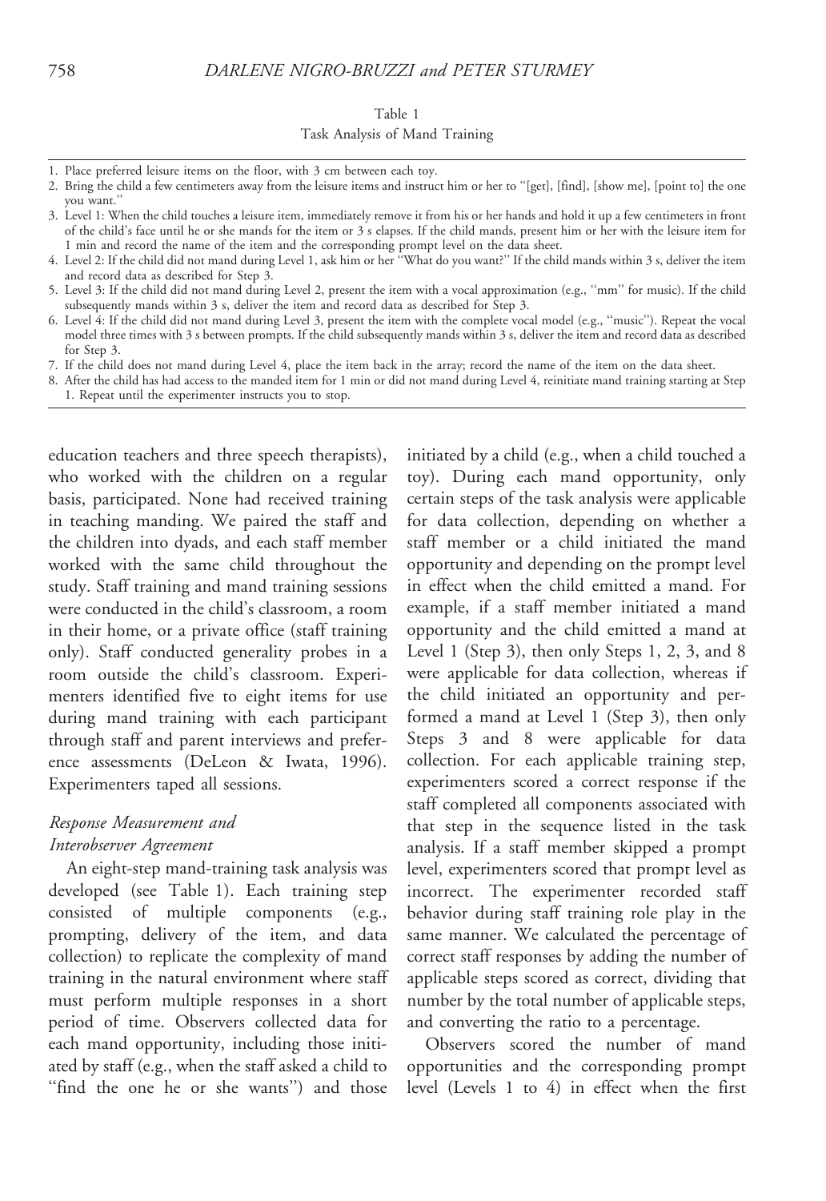Table 1
Task Analysis of Mand Training

1. Place preferred leisure items on the floor, with 3 cm between each toy.
2. Bring the child a few centimeters away from the leisure items and instruct him or her to "[get], [find], [show me], [point to] the one you want."
3. Level 1: When the child touches a leisure item, immediately remove it from his or her hands and hold it up a few centimeters in front of the child's face until he or she mands for the item or 3 s elapses. If the child mands, present him or her with the leisure item for 1 min and record the name of the item and the corresponding prompt level on the data sheet.
4. Level 2: If the child did not mand during Level 1, ask him or her "What do you want?" If the child mands within 3 s, deliver the item and record data as described for Step 3.
5. Level 3: If the child did not mand during Level 2, present the item with a vocal approximation (e.g., "mm" for music). If the child subsequently mands within 3 s, deliver the item and record data as described for Step 3.
6. Level 4: If the child did not mand during Level 3, present the item with the complete vocal model (e.g., "music"). Repeat the vocal model three times with 3 s between prompts. If the child subsequently mands within 3 s, deliver the item and record data as described for Step 3.
7. If the child does not mand during Level 4, place the item back in the array; record the name of the item on the data sheet.
8. After the child has had access to the manded item for 1 min or did not mand during Level 4, reinitiate mand training starting at Step 1. Repeat until the experimenter instructs you to stop.

education teachers and three speech therapists), who worked with the children on a regular basis, participated. None had received training in teaching manding. We paired the staff and the children into dyads, and each staff member worked with the same child throughout the study. Staff training and mand training sessions were conducted in the child's classroom, a room in their home, or a private office (staff training only). Staff conducted generality probes in a room outside the child's classroom. Experimenters identified five to eight items for use during mand training with each participant through staff and parent interviews and preference assessments (DeLeon & Iwata, 1996). Experimenters taped all sessions.

### *Response Measurement and Interobserver Agreement*

An eight-step mand-training task analysis was developed (see Table 1). Each training step consisted of multiple components (e.g., prompting, delivery of the item, and data collection) to replicate the complexity of mand training in the natural environment where staff must perform multiple responses in a short period of time. Observers collected data for each mand opportunity, including those initiated by staff (e.g., when the staff asked a child to "find the one he or she wants") and those initiated by a child (e.g., when a child touched a toy). During each mand opportunity, only certain steps of the task analysis were applicable for data collection, depending on whether a staff member or a child initiated the mand opportunity and depending on the prompt level in effect when the child emitted a mand. For example, if a staff member initiated a mand opportunity and the child emitted a mand at Level 1 (Step 3), then only Steps 1, 2, 3, and 8 were applicable for data collection, whereas if the child initiated an opportunity and performed a mand at Level 1 (Step 3), then only Steps 3 and 8 were applicable for data collection. For each applicable training step, experimenters scored a correct response if the staff completed all components associated with that step in the sequence listed in the task analysis. If a staff member skipped a prompt level, experimenters scored that prompt level as incorrect. The experimenter recorded staff behavior during staff training role play in the same manner. We calculated the percentage of correct staff responses by adding the number of applicable steps scored as correct, dividing that number by the total number of applicable steps, and converting the ratio to a percentage.

Observers scored the number of mand opportunities and the corresponding prompt level (Levels 1 to 4) in effect when the first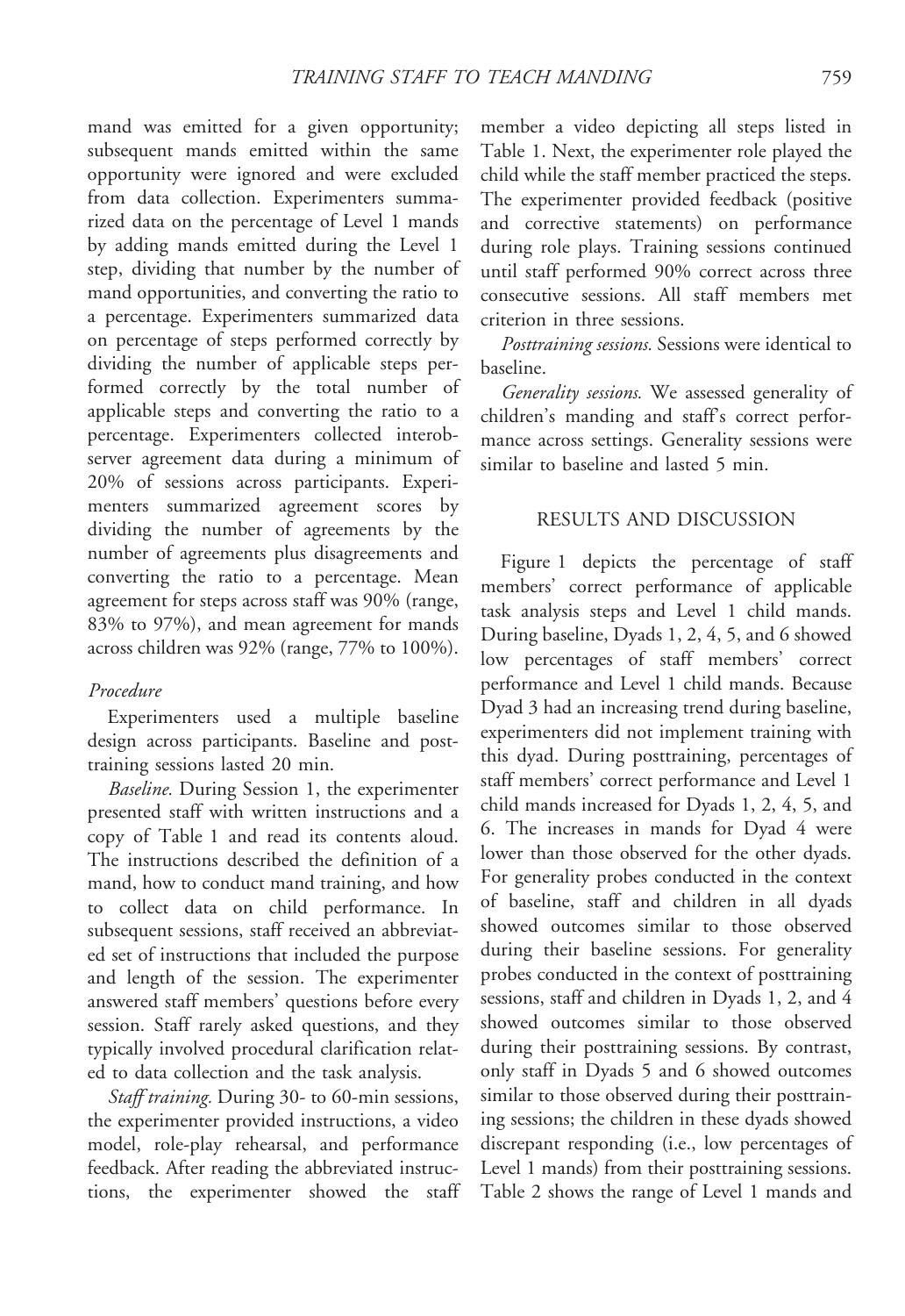mand was emitted for a given opportunity; subsequent mands emitted within the same opportunity were ignored and were excluded from data collection. Experimenters summarized data on the percentage of Level 1 mands by adding mands emitted during the Level 1 step, dividing that number by the number of mand opportunities, and converting the ratio to a percentage. Experimenters summarized data on percentage of steps performed correctly by dividing the number of applicable steps performed correctly by the total number of applicable steps and converting the ratio to a percentage. Experimenters collected interobserver agreement data during a minimum of 20% of sessions across participants. Experimenters summarized agreement scores by dividing the number of agreements by the number of agreements plus disagreements and converting the ratio to a percentage. Mean agreement for steps across staff was 90% (range, 83% to 97%), and mean agreement for mands across children was 92% (range, 77% to 100%).

### *Procedure*

Experimenters used a multiple baseline design across participants. Baseline and posttraining sessions lasted 20 min.

*Baseline.* During Session 1, the experimenter presented staff with written instructions and a copy of Table 1 and read its contents aloud. The instructions described the definition of a mand, how to conduct mand training, and how to collect data on child performance. In subsequent sessions, staff received an abbreviated set of instructions that included the purpose and length of the session. The experimenter answered staff members' questions before every session. Staff rarely asked questions, and they typically involved procedural clarification related to data collection and the task analysis.

*Staff training.* During 30- to 60-min sessions, the experimenter provided instructions, a video model, role-play rehearsal, and performance feedback. After reading the abbreviated instructions, the experimenter showed the staff member a video depicting all steps listed in Table 1. Next, the experimenter role played the child while the staff member practiced the steps. The experimenter provided feedback (positive and corrective statements) on performance during role plays. Training sessions continued until staff performed 90% correct across three consecutive sessions. All staff members met criterion in three sessions.

*Posttraining sessions.* Sessions were identical to baseline.

*Generality sessions.* We assessed generality of children's manding and staff's correct performance across settings. Generality sessions were similar to baseline and lasted 5 min.

## RESULTS AND DISCUSSION

Figure 1 depicts the percentage of staff members' correct performance of applicable task analysis steps and Level 1 child mands. During baseline, Dyads 1, 2, 4, 5, and 6 showed low percentages of staff members' correct performance and Level 1 child mands. Because Dyad 3 had an increasing trend during baseline, experimenters did not implement training with this dyad. During posttraining, percentages of staff members' correct performance and Level 1 child mands increased for Dyads 1, 2, 4, 5, and 6. The increases in mands for Dyad 4 were lower than those observed for the other dyads. For generality probes conducted in the context of baseline, staff and children in all dyads showed outcomes similar to those observed during their baseline sessions. For generality probes conducted in the context of posttraining sessions, staff and children in Dyads 1, 2, and 4 showed outcomes similar to those observed during their posttraining sessions. By contrast, only staff in Dyads 5 and 6 showed outcomes similar to those observed during their posttraining sessions; the children in these dyads showed discrepant responding (i.e., low percentages of Level 1 mands) from their posttraining sessions. Table 2 shows the range of Level 1 mands and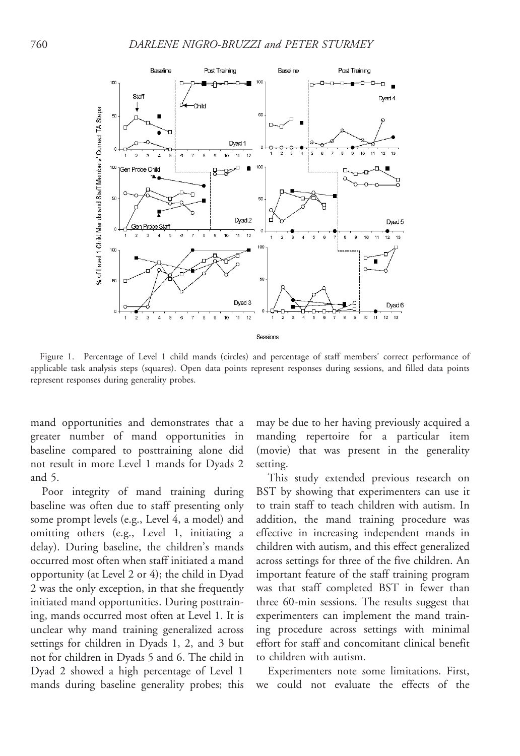Figure 1. Percentage of Level 1 child mands (circles) and percentage of staff members' correct performance of applicable task analysis steps (squares). Open data points represent responses during sessions, and filled data points represent responses during generality probes.

mand opportunities and demonstrates that a greater number of mand opportunities in baseline compared to posttraining alone did not result in more Level 1 mands for Dyads 2 and 5.

Poor integrity of mand training during baseline was often due to staff presenting only some prompt levels (e.g., Level 4, a model) and omitting others (e.g., Level 1, initiating a delay). During baseline, the children's mands occurred most often when staff initiated a mand opportunity (at Level 2 or 4); the child in Dyad 2 was the only exception, in that she frequently initiated mand opportunities. During posttraining, mands occurred most often at Level 1. It is unclear why mand training generalized across settings for children in Dyads 1, 2, and 3 but not for children in Dyads 5 and 6. The child in Dyad 2 showed a high percentage of Level 1 mands during baseline generality probes; this may be due to her having previously acquired a manding repertoire for a particular item (movie) that was present in the generality setting.

This study extended previous research on BST by showing that experimenters can use it to train staff to teach children with autism. In addition, the mand training procedure was effective in increasing independent mands in children with autism, and this effect generalized across settings for three of the five children. An important feature of the staff training program was that staff completed BST in fewer than three 60-min sessions. The results suggest that experimenters can implement the mand training procedure across settings with minimal effort for staff and concomitant clinical benefit to children with autism.

Experimenters note some limitations. First, we could not evaluate the effects of the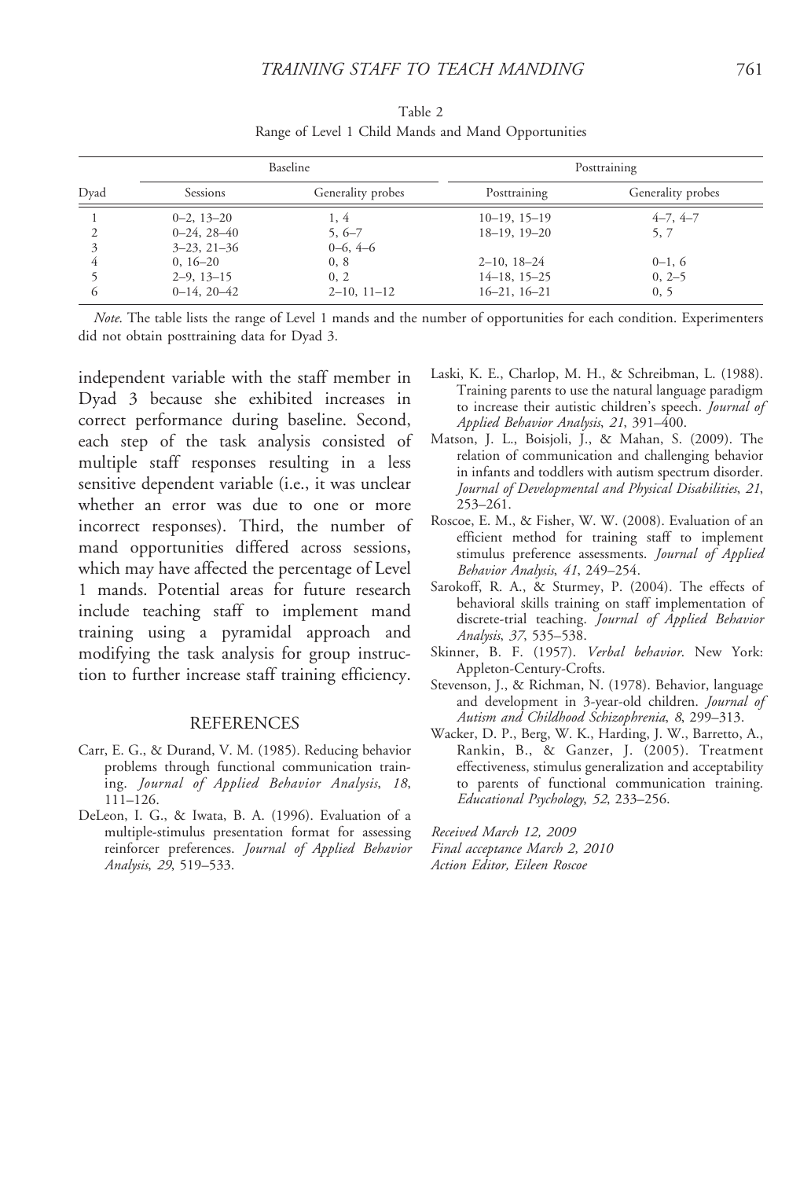Table 2
Range of Level 1 Child Mands and Mand Opportunities

| Dyad | Baseline | | Posttraining | |
|---|---|---|---|---|
| | Sessions | Generality probes | Posttraining | Generality probes |
| 1 | 0–2, 13–20 | 1, 4 | 10–19, 15–19 | 4–7, 4–7 |
| 2 | 0–24, 28–40 | 5, 6–7 | 18–19, 19–20 | 5, 7 |
| 3 | 3–23, 21–36 | 0–6, 4–6 | | |
| 4 | 0, 16–20 | 0, 8 | 2–10, 18–24 | 0–1, 6 |
| 5 | 2–9, 13–15 | 0, 2 | 14–18, 15–25 | 0, 2–5 |
| 6 | 0–14, 20–42 | 2–10, 11–12 | 16–21, 16–21 | 0, 5 |

*Note*. The table lists the range of Level 1 mands and the number of opportunities for each condition. Experimenters did not obtain posttraining data for Dyad 3.

independent variable with the staff member in Dyad 3 because she exhibited increases in correct performance during baseline. Second, each step of the task analysis consisted of multiple staff responses resulting in a less sensitive dependent variable (i.e., it was unclear whether an error was due to one or more incorrect responses). Third, the number of mand opportunities differed across sessions, which may have affected the percentage of Level 1 mands. Potential areas for future research include teaching staff to implement mand training using a pyramidal approach and modifying the task analysis for group instruction to further increase staff training efficiency.

## REFERENCES

Carr, E. G., & Durand, V. M. (1985). Reducing behavior problems through functional communication training. *Journal of Applied Behavior Analysis*, *18*, 111–126.

DeLeon, I. G., & Iwata, B. A. (1996). Evaluation of a multiple-stimulus presentation format for assessing reinforcer preferences. *Journal of Applied Behavior Analysis*, *29*, 519–533.

Laski, K. E., Charlop, M. H., & Schreibman, L. (1988). Training parents to use the natural language paradigm to increase their autistic children's speech. *Journal of Applied Behavior Analysis*, *21*, 391–400.

Matson, J. L., Boisjoli, J., & Mahan, S. (2009). The relation of communication and challenging behavior in infants and toddlers with autism spectrum disorder. *Journal of Developmental and Physical Disabilities*, *21*, 253–261.

Roscoe, E. M., & Fisher, W. W. (2008). Evaluation of an efficient method for training staff to implement stimulus preference assessments. *Journal of Applied Behavior Analysis*, *41*, 249–254.

Sarokoff, R. A., & Sturmey, P. (2004). The effects of behavioral skills training on staff implementation of discrete-trial teaching. *Journal of Applied Behavior Analysis*, *37*, 535–538.

Skinner, B. F. (1957). *Verbal behavior*. New York: Appleton-Century-Crofts.

Stevenson, J., & Richman, N. (1978). Behavior, language and development in 3-year-old children. *Journal of Autism and Childhood Schizophrenia*, *8*, 299–313.

Wacker, D. P., Berg, W. K., Harding, J. W., Barretto, A., Rankin, B., & Ganzer, J. (2005). Treatment effectiveness, stimulus generalization and acceptability to parents of functional communication training. *Educational Psychology*, *52*, 233–256.

*Received March 12, 2009*
*Final acceptance March 2, 2010*
*Action Editor, Eileen Roscoe*